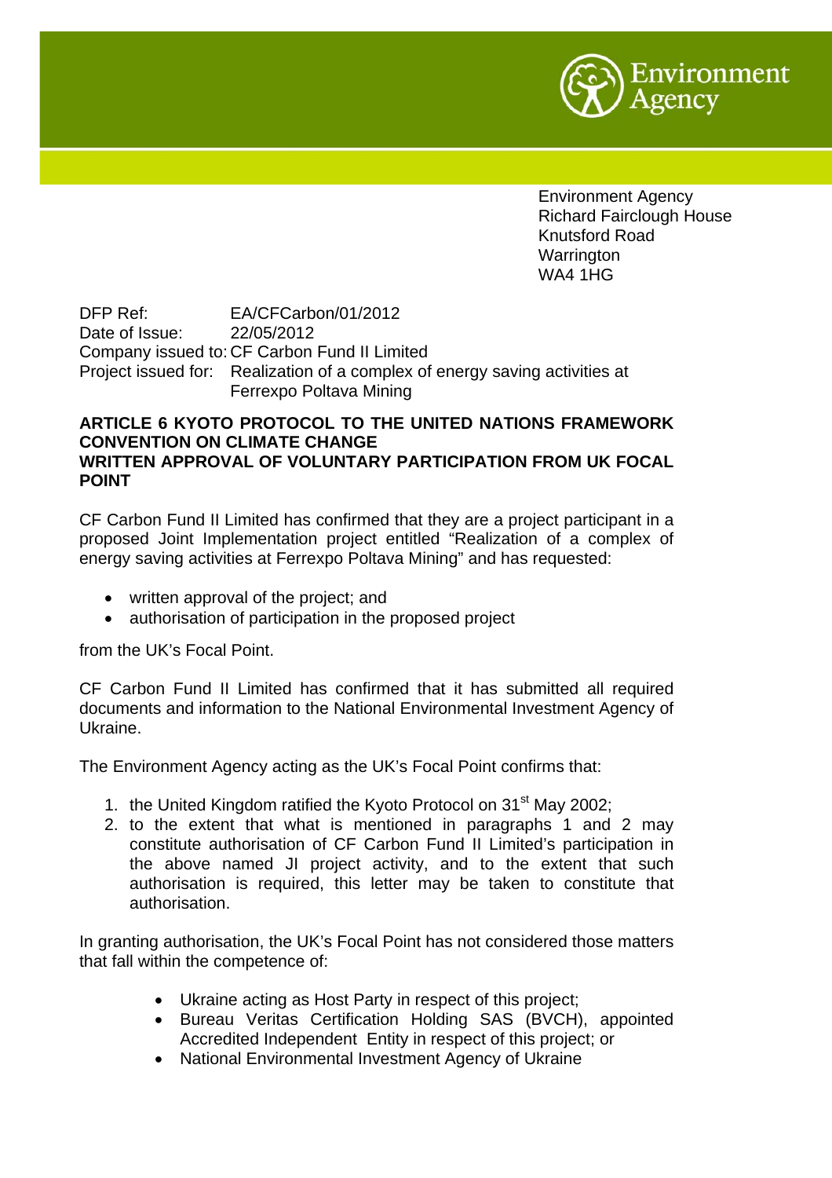Environment Agency

Environment Agency
Richard Fairclough House
Knutsford Road
Warrington
WA4 1HG

DFP Ref: EA/CFCarbon/01/2012
Date of Issue: 22/05/2012
Company issued to: CF Carbon Fund II Limited
Project issued for: Realization of a complex of energy saving activities at Ferrexpo Poltava Mining

**ARTICLE 6 KYOTO PROTOCOL TO THE UNITED NATIONS FRAMEWORK CONVENTION ON CLIMATE CHANGE**
**WRITTEN APPROVAL OF VOLUNTARY PARTICIPATION FROM UK FOCAL POINT**

CF Carbon Fund II Limited has confirmed that they are a project participant in a proposed Joint Implementation project entitled "Realization of a complex of energy saving activities at Ferrexpo Poltava Mining" and has requested:

- written approval of the project; and
- authorisation of participation in the proposed project

from the UK's Focal Point.

CF Carbon Fund II Limited has confirmed that it has submitted all required documents and information to the National Environmental Investment Agency of Ukraine.

The Environment Agency acting as the UK's Focal Point confirms that:

1. the United Kingdom ratified the Kyoto Protocol on 31st May 2002;
2. to the extent that what is mentioned in paragraphs 1 and 2 may constitute authorisation of CF Carbon Fund II Limited's participation in the above named JI project activity, and to the extent that such authorisation is required, this letter may be taken to constitute that authorisation.

In granting authorisation, the UK's Focal Point has not considered those matters that fall within the competence of:

- Ukraine acting as Host Party in respect of this project;
- Bureau Veritas Certification Holding SAS (BVCH), appointed Accredited Independent Entity in respect of this project; or
- National Environmental Investment Agency of Ukraine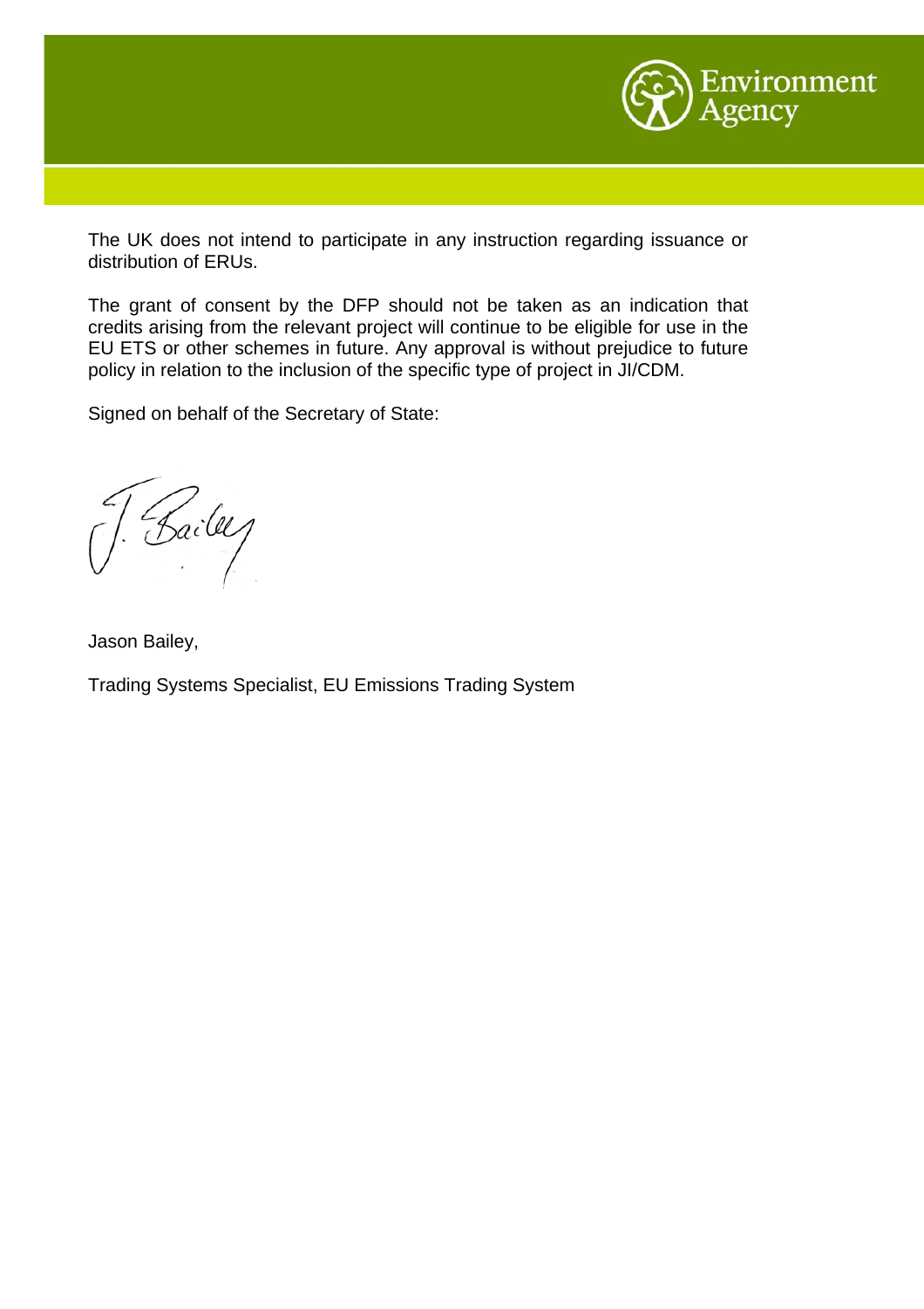The UK does not intend to participate in any instruction regarding issuance or distribution of ERUs.

The grant of consent by the DFP should not be taken as an indication that credits arising from the relevant project will continue to be eligible for use in the EU ETS or other schemes in future. Any approval is without prejudice to future policy in relation to the inclusion of the specific type of project in JI/CDM.

Signed on behalf of the Secretary of State:

Jason Bailey,

Trading Systems Specialist, EU Emissions Trading System